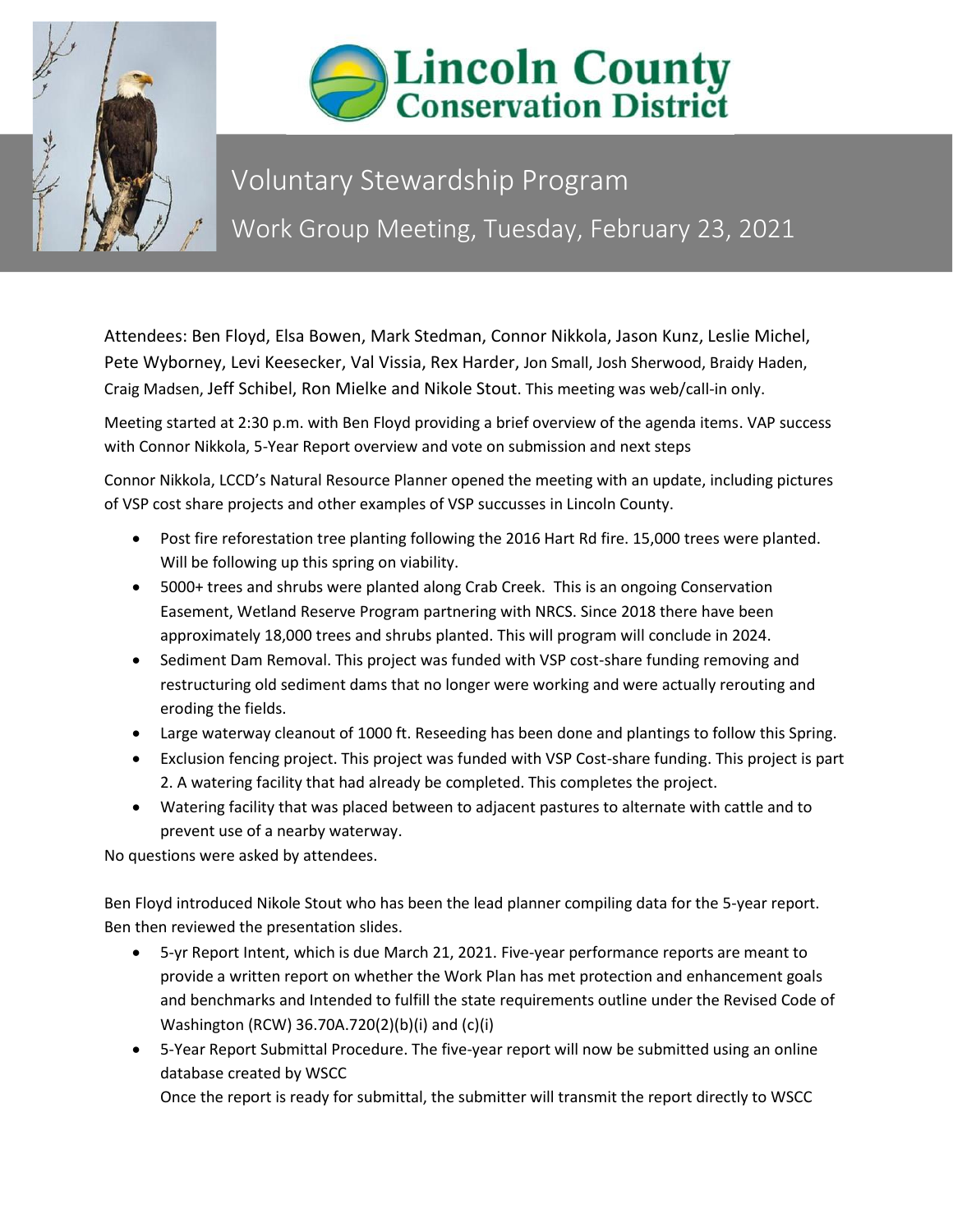# Lincoln County Conservation District

## Voluntary Stewardship Program

## Work Group Meeting, Tuesday, February 23, 2021

Attendees: Ben Floyd, Elsa Bowen, Mark Stedman, Connor Nikkola, Jason Kunz, Leslie Michel, Pete Wyborney, Levi Keesecker, Val Vissia, Rex Harder, Jon Small, Josh Sherwood, Braidy Haden, Craig Madsen, Jeff Schibel, Ron Mielke and Nikole Stout. This meeting was web/call-in only.

Meeting started at 2:30 p.m. with Ben Floyd providing a brief overview of the agenda items. VAP success with Connor Nikkola, 5-Year Report overview and vote on submission and next steps

Connor Nikkola, LCCD's Natural Resource Planner opened the meeting with an update, including pictures of VSP cost share projects and other examples of VSP succusses in Lincoln County.

- Post fire reforestation tree planting following the 2016 Hart Rd fire. 15,000 trees were planted. Will be following up this spring on viability.
- 5000+ trees and shrubs were planted along Crab Creek. This is an ongoing Conservation Easement, Wetland Reserve Program partnering with NRCS. Since 2018 there have been approximately 18,000 trees and shrubs planted. This will program will conclude in 2024.
- Sediment Dam Removal. This project was funded with VSP cost-share funding removing and restructuring old sediment dams that no longer were working and were actually rerouting and eroding the fields.
- Large waterway cleanout of 1000 ft. Reseeding has been done and plantings to follow this Spring.
- Exclusion fencing project. This project was funded with VSP Cost-share funding. This project is part 2. A watering facility that had already be completed. This completes the project.
- Watering facility that was placed between to adjacent pastures to alternate with cattle and to prevent use of a nearby waterway.

No questions were asked by attendees.

Ben Floyd introduced Nikole Stout who has been the lead planner compiling data for the 5-year report. Ben then reviewed the presentation slides.

- 5-yr Report Intent, which is due March 21, 2021. Five-year performance reports are meant to provide a written report on whether the Work Plan has met protection and enhancement goals and benchmarks and Intended to fulfill the state requirements outline under the Revised Code of Washington (RCW) 36.70A.720(2)(b)(i) and (c)(i)
- 5-Year Report Submittal Procedure. The five-year report will now be submitted using an online database created by WSCC
  Once the report is ready for submittal, the submitter will transmit the report directly to WSCC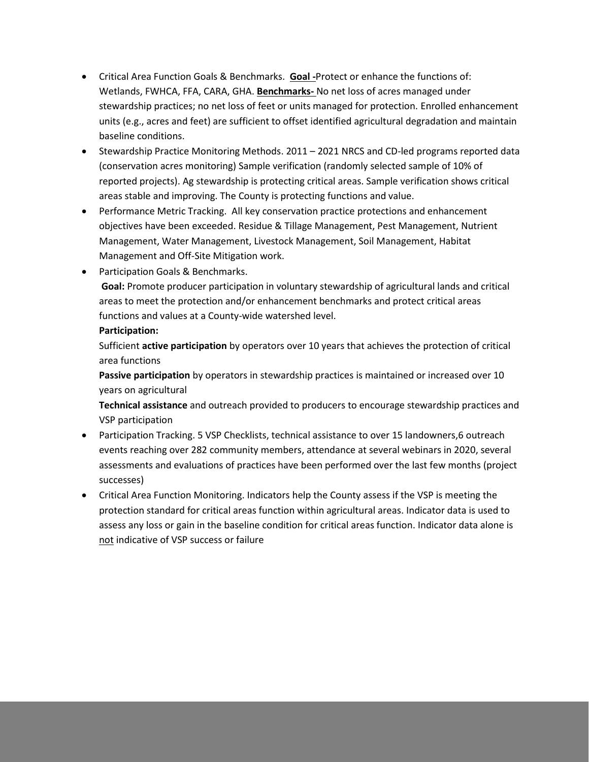- Critical Area Function Goals & Benchmarks. **Goal -**Protect or enhance the functions of: Wetlands, FWHCA, FFA, CARA, GHA. **Benchmarks-** No net loss of acres managed under stewardship practices; no net loss of feet or units managed for protection. Enrolled enhancement units (e.g., acres and feet) are sufficient to offset identified agricultural degradation and maintain baseline conditions.
- Stewardship Practice Monitoring Methods. 2011 – 2021 NRCS and CD-led programs reported data (conservation acres monitoring) Sample verification (randomly selected sample of 10% of reported projects). Ag stewardship is protecting critical areas. Sample verification shows critical areas stable and improving. The County is protecting functions and value.
- Performance Metric Tracking. All key conservation practice protections and enhancement objectives have been exceeded. Residue & Tillage Management, Pest Management, Nutrient Management, Water Management, Livestock Management, Soil Management, Habitat Management and Off-Site Mitigation work.
- Participation Goals & Benchmarks.

  **Goal:** Promote producer participation in voluntary stewardship of agricultural lands and critical areas to meet the protection and/or enhancement benchmarks and protect critical areas functions and values at a County-wide watershed level.

  **Participation:**

  Sufficient **active participation** by operators over 10 years that achieves the protection of critical area functions

  **Passive participation** by operators in stewardship practices is maintained or increased over 10 years on agricultural

  **Technical assistance** and outreach provided to producers to encourage stewardship practices and VSP participation
- Participation Tracking. 5 VSP Checklists, technical assistance to over 15 landowners,6 outreach events reaching over 282 community members, attendance at several webinars in 2020, several assessments and evaluations of practices have been performed over the last few months (project successes)
- Critical Area Function Monitoring. Indicators help the County assess if the VSP is meeting the protection standard for critical areas function within agricultural areas. Indicator data is used to assess any loss or gain in the baseline condition for critical areas function. Indicator data alone is not indicative of VSP success or failure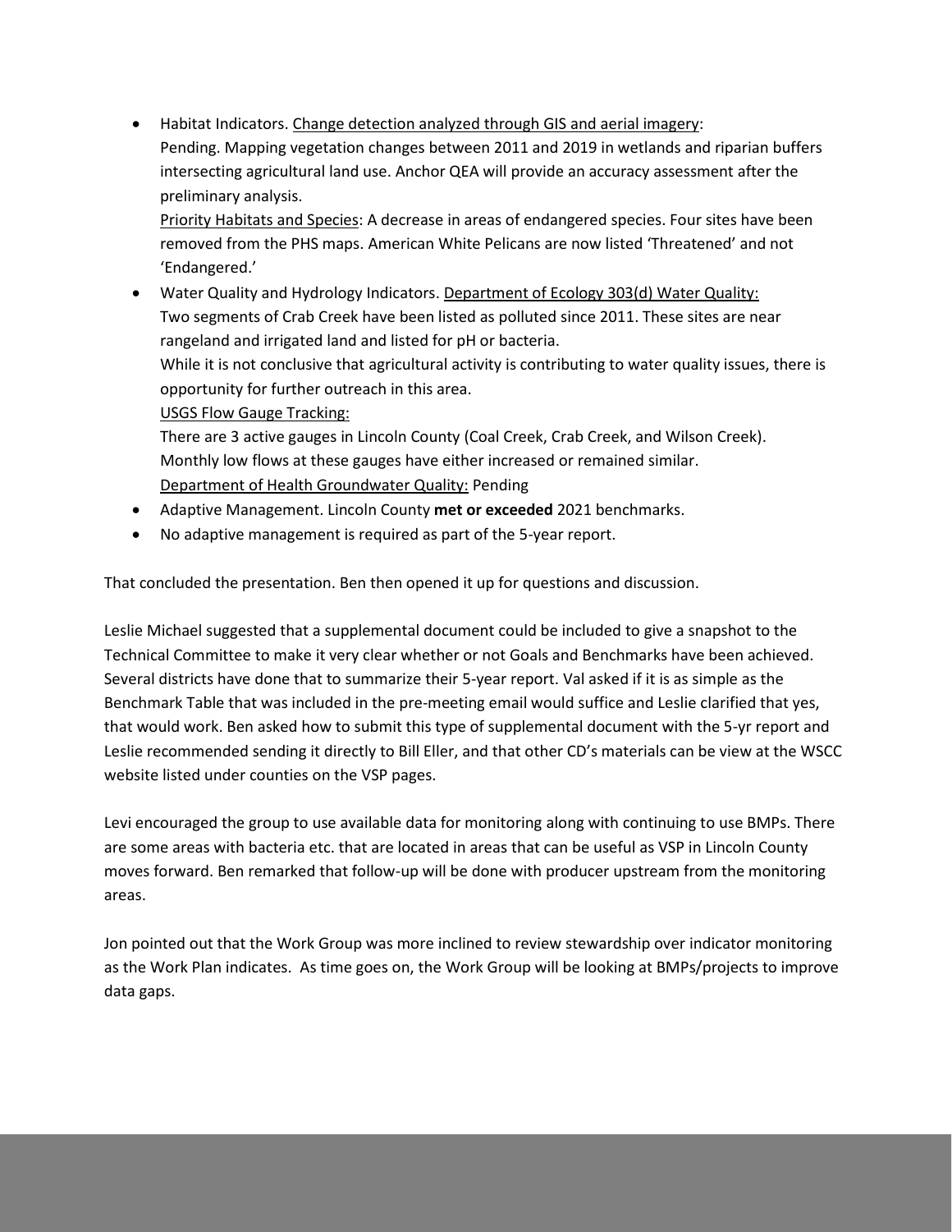- Habitat Indicators. Change detection analyzed through GIS and aerial imagery:
  Pending. Mapping vegetation changes between 2011 and 2019 in wetlands and riparian buffers intersecting agricultural land use. Anchor QEA will provide an accuracy assessment after the preliminary analysis.
  Priority Habitats and Species: A decrease in areas of endangered species. Four sites have been removed from the PHS maps. American White Pelicans are now listed 'Threatened' and not 'Endangered.'
- Water Quality and Hydrology Indicators. Department of Ecology 303(d) Water Quality:
  Two segments of Crab Creek have been listed as polluted since 2011. These sites are near rangeland and irrigated land and listed for pH or bacteria.
  While it is not conclusive that agricultural activity is contributing to water quality issues, there is opportunity for further outreach in this area.
  USGS Flow Gauge Tracking:
  There are 3 active gauges in Lincoln County (Coal Creek, Crab Creek, and Wilson Creek). Monthly low flows at these gauges have either increased or remained similar.
  Department of Health Groundwater Quality: Pending
- Adaptive Management. Lincoln County **met or exceeded** 2021 benchmarks.
- No adaptive management is required as part of the 5-year report.

That concluded the presentation. Ben then opened it up for questions and discussion.

Leslie Michael suggested that a supplemental document could be included to give a snapshot to the Technical Committee to make it very clear whether or not Goals and Benchmarks have been achieved. Several districts have done that to summarize their 5-year report. Val asked if it is as simple as the Benchmark Table that was included in the pre-meeting email would suffice and Leslie clarified that yes, that would work. Ben asked how to submit this type of supplemental document with the 5-yr report and Leslie recommended sending it directly to Bill Eller, and that other CD's materials can be view at the WSCC website listed under counties on the VSP pages.

Levi encouraged the group to use available data for monitoring along with continuing to use BMPs. There are some areas with bacteria etc. that are located in areas that can be useful as VSP in Lincoln County moves forward. Ben remarked that follow-up will be done with producer upstream from the monitoring areas.

Jon pointed out that the Work Group was more inclined to review stewardship over indicator monitoring as the Work Plan indicates. As time goes on, the Work Group will be looking at BMPs/projects to improve data gaps.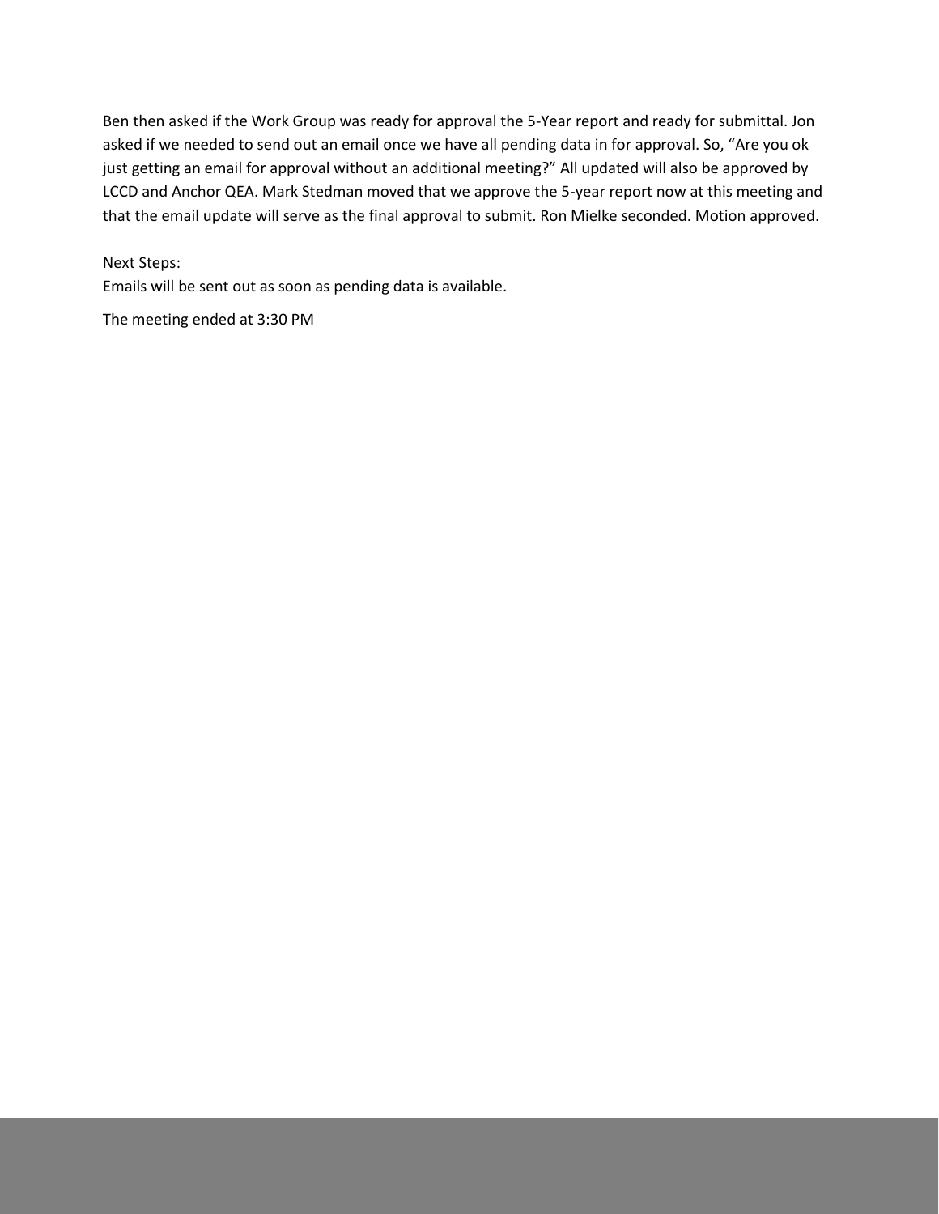Ben then asked if the Work Group was ready for approval the 5-Year report and ready for submittal. Jon asked if we needed to send out an email once we have all pending data in for approval. So, "Are you ok just getting an email for approval without an additional meeting?" All updated will also be approved by LCCD and Anchor QEA. Mark Stedman moved that we approve the 5-year report now at this meeting and that the email update will serve as the final approval to submit. Ron Mielke seconded. Motion approved.

Next Steps:
Emails will be sent out as soon as pending data is available.

The meeting ended at 3:30 PM